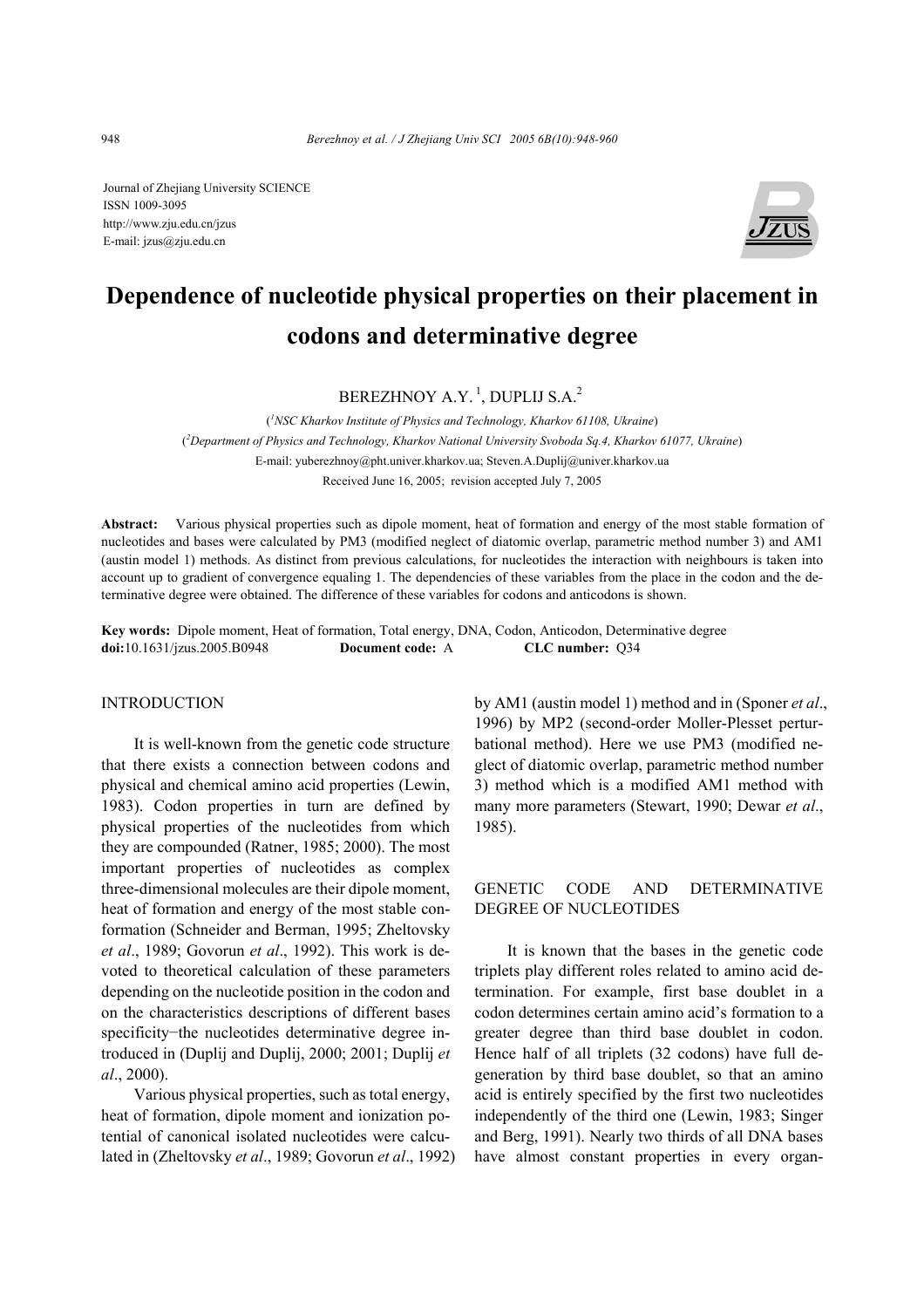Journal of Zhejiang University SCIENCE
ISSN 1009-3095
http://www.zju.edu.cn/jzus
E-mail: jzus@zju.edu.cn

# Dependence of nucleotide physical properties on their placement in codons and determinative degree

BEREZHNOY A.Y. [1], DUPLIJ S.A.[2]

([1]NSC Kharkov Institute of Physics and Technology, Kharkov 61108, Ukraine)
([2]Department of Physics and Technology, Kharkov National University Svoboda Sq.4, Kharkov 61077, Ukraine)
E-mail: yuberezhnoy@pht.univer.kharkov.ua; Steven.A.Duplij@univer.kharkov.ua
Received June 16, 2005; revision accepted July 7, 2005

**Abstract:** Various physical properties such as dipole moment, heat of formation and energy of the most stable formation of nucleotides and bases were calculated by PM3 (modified neglect of diatomic overlap, parametric method number 3) and AM1 (austin model 1) methods. As distinct from previous calculations, for nucleotides the interaction with neighbours is taken into account up to gradient of convergence equaling 1. The dependencies of these variables from the place in the codon and the determinative degree were obtained. The difference of these variables for codons and anticodons is shown.

**Key words:** Dipole moment, Heat of formation, Total energy, DNA, Codon, Anticodon, Determinative degree
**doi:**10.1631/jzus.2005.B0948 **Document code:** A **CLC number:** Q34

## INTRODUCTION

It is well-known from the genetic code structure that there exists a connection between codons and physical and chemical amino acid properties (Lewin, 1983). Codon properties in turn are defined by physical properties of the nucleotides from which they are compounded (Ratner, 1985; 2000). The most important properties of nucleotides as complex three-dimensional molecules are their dipole moment, heat of formation and energy of the most stable conformation (Schneider and Berman, 1995; Zheltovsky *et al*., 1989; Govorun *et al*., 1992). This work is devoted to theoretical calculation of these parameters depending on the nucleotide position in the codon and on the characteristics descriptions of different bases specificity−the nucleotides determinative degree introduced in (Duplij and Duplij, 2000; 2001; Duplij *et al*., 2000).

Various physical properties, such as total energy, heat of formation, dipole moment and ionization potential of canonical isolated nucleotides were calculated in (Zheltovsky *et al*., 1989; Govorun *et al*., 1992) by AM1 (austin model 1) method and in (Sponer *et al*., 1996) by MP2 (second-order Moller-Plesset perturbational method). Here we use PM3 (modified neglect of diatomic overlap, parametric method number 3) method which is a modified AM1 method with many more parameters (Stewart, 1990; Dewar *et al*., 1985).

## GENETIC CODE AND DETERMINATIVE DEGREE OF NUCLEOTIDES

It is known that the bases in the genetic code triplets play different roles related to amino acid determination. For example, first base doublet in a codon determines certain amino acid's formation to a greater degree than third base doublet in codon. Hence half of all triplets (32 codons) have full degeneration by third base doublet, so that an amino acid is entirely specified by the first two nucleotides independently of the third one (Lewin, 1983; Singer and Berg, 1991). Nearly two thirds of all DNA bases have almost constant properties in every organ-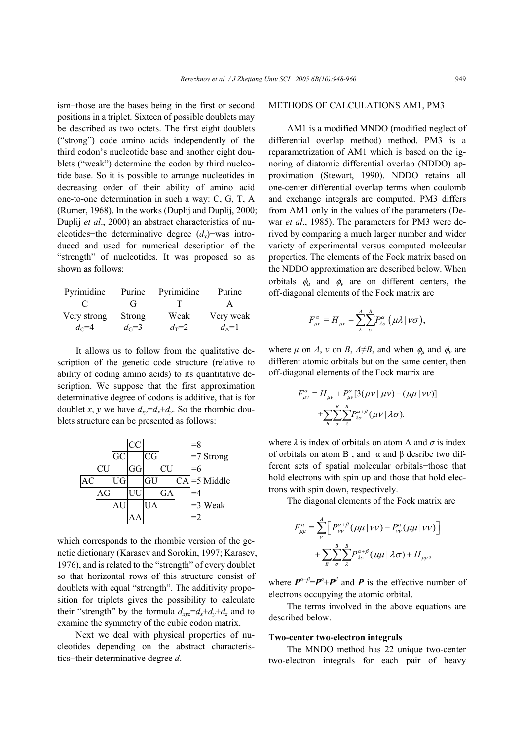ism−those are the bases being in the first or second positions in a triplet. Sixteen of possible doublets may be described as two octets. The first eight doublets ("strong") code amino acids independently of the third codon's nucleotide base and another eight doublets ("weak") determine the codon by third nucleotide base. So it is possible to arrange nucleotides in decreasing order of their ability of amino acid one-to-one determination in such a way: C, G, T, A (Rumer, 1968). In the works (Duplij and Duplij, 2000; Duplij *et al*., 2000) an abstract characteristics of nucleotides−the determinative degree ($d_x$)−was introduced and used for numerical description of the "strength" of nucleotides. It was proposed so as shown as follows:

| Pyrimidine | Purine | Pyrimidine | Purine |
|---|---|---|---|
| C | G | T | A |
| Very strong | Strong | Weak | Very weak |
| $d_C$=4 | $d_G$=3 | $d_T$=2 | $d_A$=1 |

It allows us to follow from the qualitative description of the genetic code structure (relative to ability of coding amino acids) to its quantitative description. We suppose that the first approximation determinative degree of codons is additive, that is for doublet *x*, *y* we have $d_{xy}=d_x+d_y$. So the rhombic doublets structure can be presented as follows:

| | | | | | | | |
|---|---|---|---|---|---|---|---|
| | | | CC | | | | =8 |
| | | GC | | CG | | | =7 Strong |
| | CU | | GG | | CU | | =6 |
| AC | | UG | | GU | | CA | =5 Middle |
| | AG | | UU | | GA | | =4 |
| | | AU | | UA | | | =3 Weak |
| | | | AA | | | | =2 |

which corresponds to the rhombic version of the genetic dictionary (Karasev and Sorokin, 1997; Karasev, 1976), and is related to the "strength" of every doublet so that horizontal rows of this structure consist of doublets with equal "strength". The additivity proposition for triplets gives the possibility to calculate their "strength" by the formula $d_{xyz}=d_x+d_y+d_z$ and to examine the symmetry of the cubic codon matrix.

Next we deal with physical properties of nucleotides depending on the abstract characteristics−their determinative degree *d*.

## METHODS OF CALCULATIONS AM1, PM3

AM1 is a modified MNDO (modified neglect of differential overlap method) method. PM3 is a reparametrization of AM1 which is based on the ignoring of diatomic differential overlap (NDDO) approximation (Stewart, 1990). NDDO retains all one-center differential overlap terms when coulomb and exchange integrals are computed. PM3 differs from AM1 only in the values of the parameters (Dewar *et al*., 1985). The parameters for PM3 were derived by comparing a much larger number and wider variety of experimental versus computed molecular properties. The elements of the Fock matrix based on the NDDO approximation are described below. When orbitals $\phi_\mu$ and $\phi_\nu$ are on different centers, the off-diagonal elements of the Fock matrix are

$$F^{\alpha}_{\mu\nu} = H_{\mu\nu} - \sum_{\lambda}^{A}\sum_{\sigma}^{B} P^{\alpha}_{\lambda\sigma}\left(\mu\lambda \mid \nu\sigma\right),$$

where $\mu$ on *A*, $\nu$ on *B*, $A\neq B$, and when $\phi_\mu$ and $\phi_\nu$ are different atomic orbitals but on the same center, then off-diagonal elements of the Fock matrix are

$$F^{\alpha}_{\mu\nu} = H_{\mu\nu} + P^{\alpha}_{\mu\nu}[3(\mu\nu \mid \mu\nu) - (\mu\mu \mid \nu\nu)] + \sum_{B}\sum_{\sigma}^{B}\sum_{\lambda}^{B} P^{\alpha+\beta}_{\lambda\sigma}(\mu\nu \mid \lambda\sigma).$$

where $\lambda$ is index of orbitals on atom A and $\sigma$ is index of orbitals on atom B , and α and β desribe two different sets of spatial molecular orbitals−those that hold electrons with spin up and those that hold electrons with spin down, respectively.

The diagonal elements of the Fock matrix are

$$F^{\alpha}_{\mu\mu} = \sum_{\nu}^{A}\left[P^{\alpha+\beta}_{\nu\nu}(\mu\mu \mid \nu\nu) - P^{\alpha}_{\nu\nu}(\mu\mu \mid \nu\nu)\right] + \sum_{B}\sum_{\sigma}^{B}\sum_{\lambda}^{B} P^{\alpha+\beta}_{\lambda\sigma}(\mu\mu \mid \lambda\sigma) + H_{\mu\mu},$$

where $\boldsymbol{P}^{\alpha+\beta}=\boldsymbol{P}^{\alpha}+\boldsymbol{P}^{\beta}$ and $\boldsymbol{P}$ is the effective number of electrons occupying the atomic orbital.

The terms involved in the above equations are described below.

### Two-center two-electron integrals

The MNDO method has 22 unique two-center two-electron integrals for each pair of heavy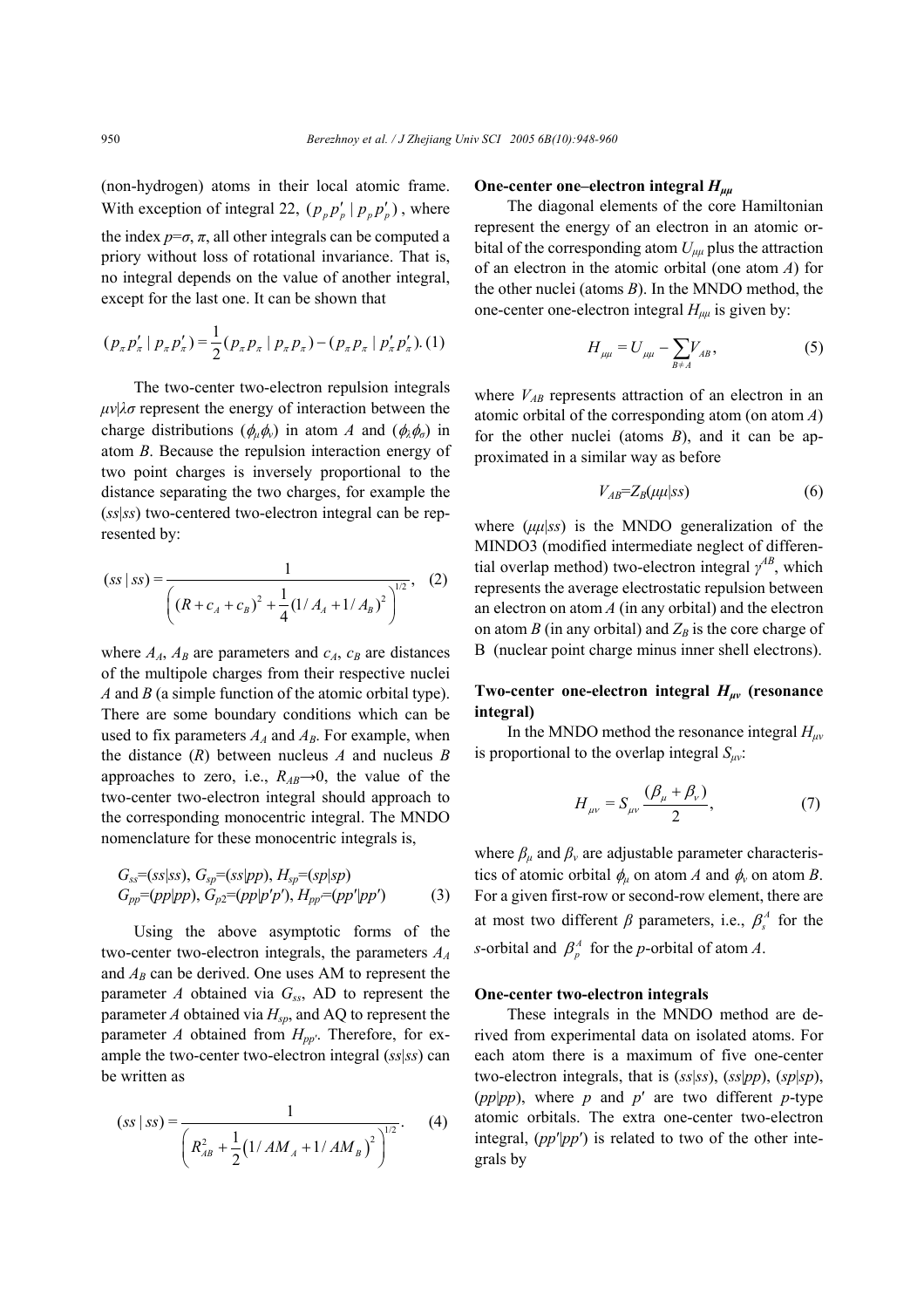(non-hydrogen) atoms in their local atomic frame. With exception of integral 22, $(p_p p_p' \mid p_p p_p')$, where the index $p=\sigma$, $\pi$, all other integrals can be computed a priory without loss of rotational invariance. That is, no integral depends on the value of another integral, except for the last one. It can be shown that

$$(p_\pi p_\pi' \mid p_\pi p_\pi') = \frac{1}{2}(p_\pi p_\pi \mid p_\pi p_\pi) - (p_\pi p_\pi \mid p_\pi' p_\pi'). \quad (1)$$

The two-center two-electron repulsion integrals $\mu\nu|\lambda\sigma$ represent the energy of interaction between the charge distributions ($\phi_\mu\phi_\nu$) in atom $A$ and ($\phi_\lambda\phi_\sigma$) in atom $B$. Because the repulsion interaction energy of two point charges is inversely proportional to the distance separating the two charges, for example the ($ss|ss$) two-centered two-electron integral can be represented by:

$$(ss \mid ss) = \frac{1}{\left((R + c_A + c_B)^2 + \frac{1}{4}(1/A_A + 1/A_B)^2\right)^{1/2}}, \quad (2)$$

where $A_A$, $A_B$ are parameters and $c_A$, $c_B$ are distances of the multipole charges from their respective nuclei $A$ and $B$ (a simple function of the atomic orbital type). There are some boundary conditions which can be used to fix parameters $A_A$ and $A_B$. For example, when the distance ($R$) between nucleus $A$ and nucleus $B$ approaches to zero, i.e., $R_{AB}\rightarrow 0$, the value of the two-center two-electron integral should approach to the corresponding monocentric integral. The MNDO nomenclature for these monocentric integrals is,

$$G_{ss}=(ss|ss),\ G_{sp}=(ss|pp),\ H_{sp}=(sp|sp)$$
$$G_{pp}=(pp|pp),\ G_{p2}=(pp|p'p'),\ H_{pp}=(pp'|pp') \quad (3)$$

Using the above asymptotic forms of the two-center two-electron integrals, the parameters $A_A$ and $A_B$ can be derived. One uses AM to represent the parameter $A$ obtained via $G_{ss}$, AD to represent the parameter $A$ obtained via $H_{sp}$, and AQ to represent the parameter $A$ obtained from $H_{pp'}$. Therefore, for example the two-center two-electron integral ($ss|ss$) can be written as

$$(ss \mid ss) = \frac{1}{\left(R_{AB}^2 + \frac{1}{2}\left(1/AM_A + 1/AM_B\right)^2\right)^{1/2}}. \quad (4)$$

### One-center one–electron integral $H_{\mu\mu}$

The diagonal elements of the core Hamiltonian represent the energy of an electron in an atomic orbital of the corresponding atom $U_{\mu\mu}$ plus the attraction of an electron in the atomic orbital (one atom $A$) for the other nuclei (atoms $B$). In the MNDO method, the one-center one-electron integral $H_{\mu\mu}$ is given by:

$$H_{\mu\mu} = U_{\mu\mu} - \sum_{B\neq A} V_{AB}, \quad (5)$$

where $V_{AB}$ represents attraction of an electron in an atomic orbital of the corresponding atom (on atom $A$) for the other nuclei (atoms $B$), and it can be approximated in a similar way as before

$$V_{AB}=Z_B(\mu\mu|ss) \quad (6)$$

where ($\mu\mu|ss$) is the MNDO generalization of the MINDO3 (modified intermediate neglect of differential overlap method) two-electron integral $\gamma^{AB}$, which represents the average electrostatic repulsion between an electron on atom $A$ (in any orbital) and the electron on atom $B$ (in any orbital) and $Z_B$ is the core charge of B (nuclear point charge minus inner shell electrons).

### Two-center one-electron integral $H_{\mu\nu}$ (resonance integral)

In the MNDO method the resonance integral $H_{\mu\nu}$ is proportional to the overlap integral $S_{\mu\nu}$:

$$H_{\mu\nu} = S_{\mu\nu}\frac{(\beta_\mu + \beta_\nu)}{2}, \quad (7)$$

where $\beta_\mu$ and $\beta_\nu$ are adjustable parameter characteristics of atomic orbital $\phi_\mu$ on atom $A$ and $\phi_\nu$ on atom $B$. For a given first-row or second-row element, there are at most two different $\beta$ parameters, i.e., $\beta_s^A$ for the $s$-orbital and $\beta_p^A$ for the $p$-orbital of atom $A$.

### One-center two-electron integrals

These integrals in the MNDO method are derived from experimental data on isolated atoms. For each atom there is a maximum of five one-center two-electron integrals, that is ($ss|ss$), ($ss|pp$), ($sp|sp$), ($pp|pp$), where $p$ and $p'$ are two different $p$-type atomic orbitals. The extra one-center two-electron integral, ($pp'|pp'$) is related to two of the other integrals by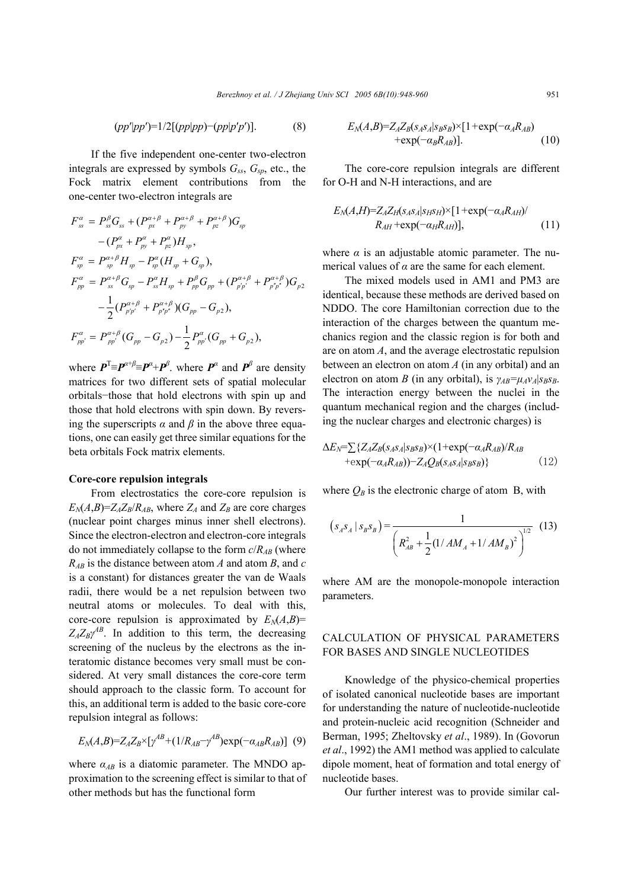$$(pp'|pp')=1/2[(pp|pp)-(pp|p'p')]. \quad (8)$$

If the five independent one-center two-electron integrals are expressed by symbols $G_{ss}$, $G_{sp}$, etc., the Fock matrix element contributions from the one-center two-electron integrals are

$$F_{ss}^{\alpha} = P_{ss}^{\beta}G_{ss} + (P_{px}^{\alpha+\beta} + P_{py}^{\alpha+\beta} + P_{pz}^{\alpha+\beta})G_{sp} - (P_{px}^{\alpha} + P_{py}^{\alpha} + P_{pz}^{\alpha})H_{sp},$$

$$F_{sp}^{\alpha} = P_{sp}^{\alpha+\beta}H_{sp} - P_{sp}^{\alpha}(H_{sp} + G_{sp}),$$

$$F_{pp}^{\alpha} = P_{ss}^{\alpha+\beta}G_{sp} - P_{ss}^{\alpha}H_{sp} + P_{pp}^{\beta}G_{pp} + (P_{p'p'}^{\alpha+\beta} + P_{p''p''}^{\alpha+\beta})G_{p2} - \frac{1}{2}(P_{p'p'}^{\alpha+\beta} + P_{p''p''}^{\alpha+\beta})(G_{pp} - G_{p2}),$$

$$F_{pp'}^{\alpha} = P_{pp'}^{\alpha+\beta}(G_{pp} - G_{p2}) - \frac{1}{2}P_{pp'}^{\alpha}(G_{pp} + G_{p2}),$$

where $\boldsymbol{P}^{\mathrm{T}} \equiv \boldsymbol{P}^{\alpha+\beta} \equiv \boldsymbol{P}^{\alpha} + \boldsymbol{P}^{\beta}$. where $\boldsymbol{P}^{\alpha}$ and $\boldsymbol{P}^{\beta}$ are density matrices for two different sets of spatial molecular orbitals−those that hold electrons with spin up and those that hold electrons with spin down. By reversing the superscripts $\alpha$ and $\beta$ in the above three equations, one can easily get three similar equations for the beta orbitals Fock matrix elements.

### Core-core repulsion integrals

From electrostatics the core-core repulsion is $E_N(A,B)=Z_AZ_B/R_{AB}$, where $Z_A$ and $Z_B$ are core charges (nuclear point charges minus inner shell electrons). Since the electron-electron and electron-core integrals do not immediately collapse to the form $c/R_{AB}$ (where $R_{AB}$ is the distance between atom $A$ and atom $B$, and $c$ is a constant) for distances greater the van de Waals radii, there would be a net repulsion between two neutral atoms or molecules. To deal with this, core-core repulsion is approximated by $E_N(A,B)=Z_AZ_B\gamma^{AB}$. In addition to this term, the decreasing screening of the nucleus by the electrons as the interatomic distance becomes very small must be considered. At very small distances the core-core term should approach to the classic form. To account for this, an additional term is added to the basic core-core repulsion integral as follows:

$$E_N(A,B)=Z_AZ_B\times[\gamma^{AB}+(1/R_{AB}-\gamma^{AB})\exp(-\alpha_{AB}R_{AB})] \quad (9)$$

where $\alpha_{AB}$ is a diatomic parameter. The MNDO approximation to the screening effect is similar to that of other methods but has the functional form

$$E_N(A,B)=Z_AZ_B(s_As_A|s_Bs_B)\times[1+\exp(-\alpha_AR_{AB}) +\exp(-\alpha_BR_{AB})]. \quad (10)$$

The core-core repulsion integrals are different for O-H and N-H interactions, and are

$$E_N(A,H)=Z_AZ_H(s_As_A|s_Hs_H)\times[1+\exp(-\alpha_AR_{AH})/ R_{AH}+\exp(-\alpha_HR_{AH})], \quad (11)$$

where $\alpha$ is an adjustable atomic parameter. The numerical values of $\alpha$ are the same for each element.

The mixed models used in AM1 and PM3 are identical, because these methods are derived based on NDDO. The core Hamiltonian correction due to the interaction of the charges between the quantum mechanics region and the classic region is for both and are on atom $A$, and the average electrostatic repulsion between an electron on atom $A$ (in any orbital) and an electron on atom $B$ (in any orbital), is $\gamma_{AB}=\mu_A\nu_A|s_Bs_B$. The interaction energy between the nuclei in the quantum mechanical region and the charges (including the nuclear charges and electronic charges) is

$$\Delta E_N=\sum\{Z_AZ_B(s_As_A|s_Bs_B)\times(1+\exp(-\alpha_AR_{AB})/R_{AB} +\exp(-\alpha_AR_{AB}))-Z_AQ_B(s_As_A|s_Bs_B)\} \quad (12)$$

where $Q_B$ is the electronic charge of atom B, with

$$\left(s_As_A \mid s_Bs_B\right) = \frac{1}{\left(R_{AB}^2 + \frac{1}{2}(1/AM_A + 1/AM_B)^2\right)^{1/2}} \quad (13)$$

where AM are the monopole-monopole interaction parameters.

## CALCULATION OF PHYSICAL PARAMETERS FOR BASES AND SINGLE NUCLEOTIDES

Knowledge of the physico-chemical properties of isolated canonical nucleotide bases are important for understanding the nature of nucleotide-nucleotide and protein-nucleic acid recognition (Schneider and Berman, 1995; Zheltovsky *et al*., 1989). In (Govorun *et al*., 1992) the AM1 method was applied to calculate dipole moment, heat of formation and total energy of nucleotide bases.

Our further interest was to provide similar cal-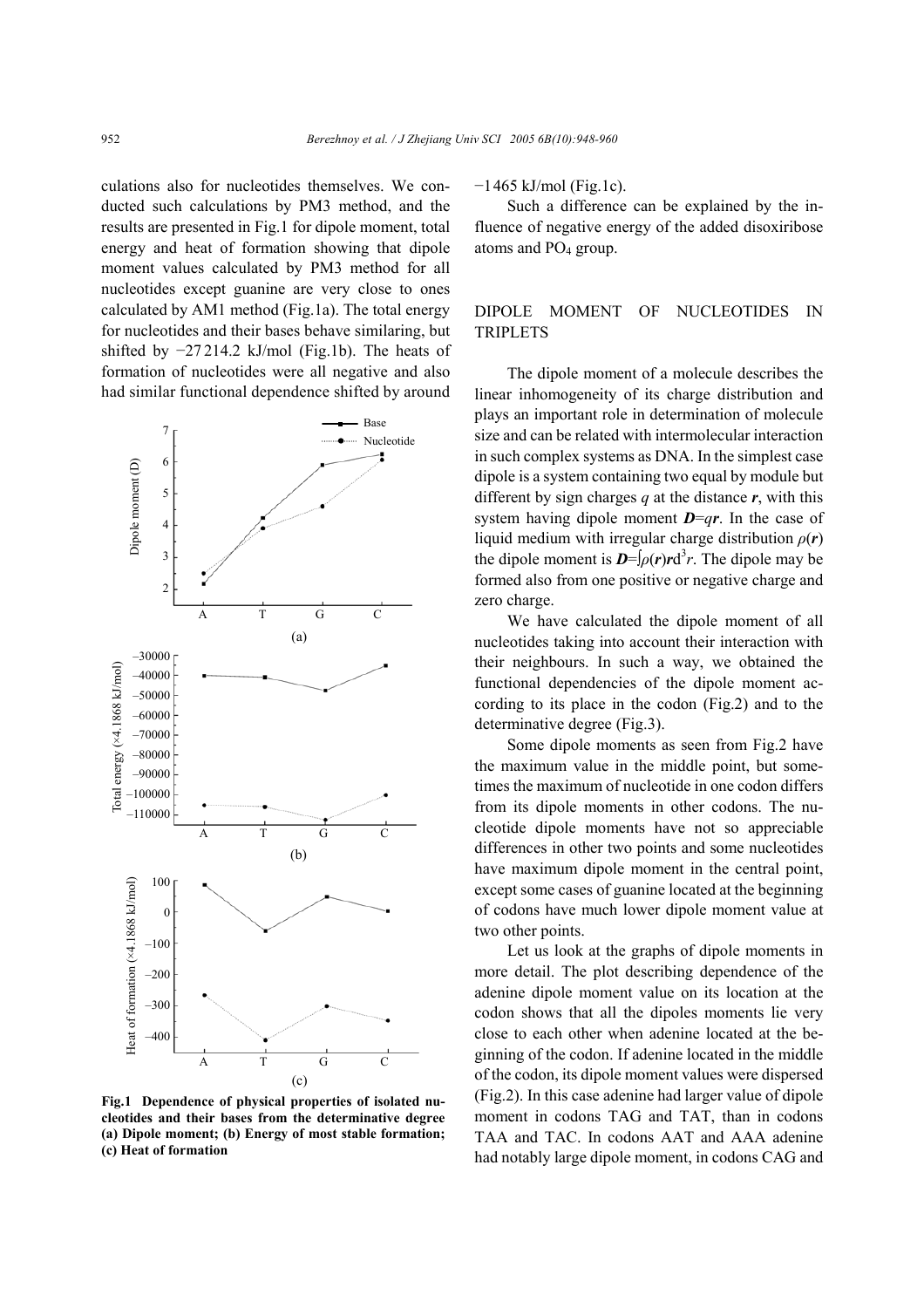culations also for nucleotides themselves. We conducted such calculations by PM3 method, and the results are presented in Fig.1 for dipole moment, total energy and heat of formation showing that dipole moment values calculated by PM3 method for all nucleotides except guanine are very close to ones calculated by AM1 method (Fig.1a). The total energy for nucleotides and their bases behave similaring, but shifted by −27 214.2 kJ/mol (Fig.1b). The heats of formation of nucleotides were all negative and also had similar functional dependence shifted by around −1465 kJ/mol (Fig.1c).

Such a difference can be explained by the influence of negative energy of the added disoxiribose atoms and $PO_4$ group.

**Fig.1 Dependence of physical properties of isolated nucleotides and their bases from the determinative degree (a) Dipole moment; (b) Energy of most stable formation; (c) Heat of formation**

## DIPOLE MOMENT OF NUCLEOTIDES IN TRIPLETS

The dipole moment of a molecule describes the linear inhomogeneity of its charge distribution and plays an important role in determination of molecule size and can be related with intermolecular interaction in such complex systems as DNA. In the simplest case dipole is a system containing two equal by module but different by sign charges $q$ at the distance $\boldsymbol{r}$, with this system having dipole moment $\boldsymbol{D}=q\boldsymbol{r}$. In the case of liquid medium with irregular charge distribution $\rho(\boldsymbol{r})$ the dipole moment is $\boldsymbol{D}=\int\rho(\boldsymbol{r})\boldsymbol{r}\mathrm{d}^3r$. The dipole may be formed also from one positive or negative charge and zero charge.

We have calculated the dipole moment of all nucleotides taking into account their interaction with their neighbours. In such a way, we obtained the functional dependencies of the dipole moment according to its place in the codon (Fig.2) and to the determinative degree (Fig.3).

Some dipole moments as seen from Fig.2 have the maximum value in the middle point, but sometimes the maximum of nucleotide in one codon differs from its dipole moments in other codons. The nucleotide dipole moments have not so appreciable differences in other two points and some nucleotides have maximum dipole moment in the central point, except some cases of guanine located at the beginning of codons have much lower dipole moment value at two other points.

Let us look at the graphs of dipole moments in more detail. The plot describing dependence of the adenine dipole moment value on its location at the codon shows that all the dipoles moments lie very close to each other when adenine located at the beginning of the codon. If adenine located in the middle of the codon, its dipole moment values were dispersed (Fig.2). In this case adenine had larger value of dipole moment in codons TAG and TAT, than in codons TAA and TAC. In codons AAT and AAA adenine had notably large dipole moment, in codons CAG and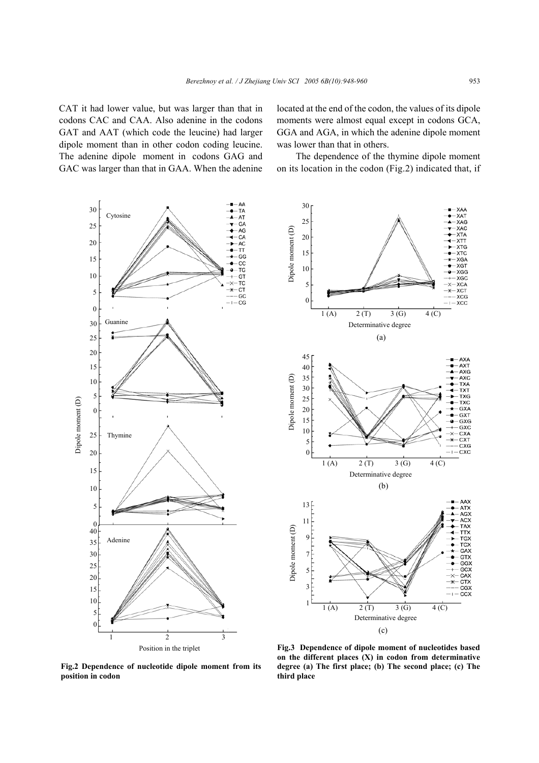CAT it had lower value, but was larger than that in codons CAC and CAA. Also adenine in the codons GAT and AAT (which code the leucine) had larger dipole moment than in other codon coding leucine. The adenine dipole moment in codons GAG and GAC was larger than that in GAA. When the adenine located at the end of the codon, the values of its dipole moments were almost equal except in codons GCA, GGA and AGA, in which the adenine dipole moment was lower than that in others.

The dependence of the thymine dipole moment on its location in the codon (Fig.2) indicated that, if

**Fig.2 Dependence of nucleotide dipole moment from its position in codon**

**Fig.3 Dependence of dipole moment of nucleotides based on the different places (X) in codon from determinative degree (a) The first place; (b) The second place; (c) The third place**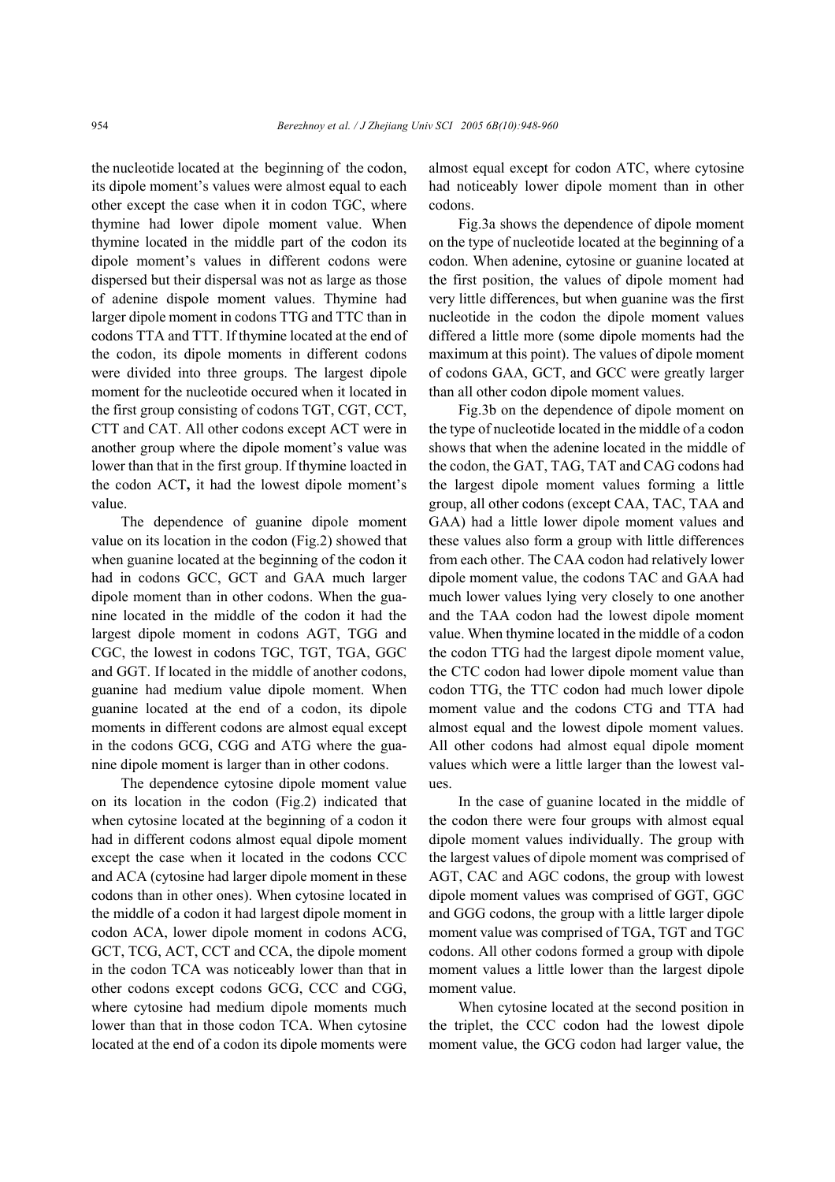the nucleotide located at the beginning of the codon, its dipole moment's values were almost equal to each other except the case when it in codon TGC, where thymine had lower dipole moment value. When thymine located in the middle part of the codon its dipole moment's values in different codons were dispersed but their dispersal was not as large as those of adenine dispole moment values. Thymine had larger dipole moment in codons TTG and TTC than in codons TTA and TTT. If thymine located at the end of the codon, its dipole moments in different codons were divided into three groups. The largest dipole moment for the nucleotide occured when it located in the first group consisting of codons TGT, CGT, CCT, CTT and CAT. All other codons except ACT were in another group where the dipole moment's value was lower than that in the first group. If thymine loacted in the codon ACT**,** it had the lowest dipole moment's value.

The dependence of guanine dipole moment value on its location in the codon (Fig.2) showed that when guanine located at the beginning of the codon it had in codons GCC, GCT and GAA much larger dipole moment than in other codons. When the guanine located in the middle of the codon it had the largest dipole moment in codons AGT, TGG and CGC, the lowest in codons TGC, TGT, TGA, GGC and GGT. If located in the middle of another codons, guanine had medium value dipole moment. When guanine located at the end of a codon, its dipole moments in different codons are almost equal except in the codons GCG, CGG and ATG where the guanine dipole moment is larger than in other codons.

The dependence cytosine dipole moment value on its location in the codon (Fig.2) indicated that when cytosine located at the beginning of a codon it had in different codons almost equal dipole moment except the case when it located in the codons CCC and ACA (cytosine had larger dipole moment in these codons than in other ones). When cytosine located in the middle of a codon it had largest dipole moment in codon ACA, lower dipole moment in codons ACG, GCT, TCG, ACT, CCT and CCA, the dipole moment in the codon TCA was noticeably lower than that in other codons except codons GCG, CCC and CGG, where cytosine had medium dipole moments much lower than that in those codon TCA. When cytosine located at the end of a codon its dipole moments were almost equal except for codon ATC, where cytosine had noticeably lower dipole moment than in other codons.

Fig.3a shows the dependence of dipole moment on the type of nucleotide located at the beginning of a codon. When adenine, cytosine or guanine located at the first position, the values of dipole moment had very little differences, but when guanine was the first nucleotide in the codon the dipole moment values differed a little more (some dipole moments had the maximum at this point). The values of dipole moment of codons GAA, GCT, and GCC were greatly larger than all other codon dipole moment values.

Fig.3b on the dependence of dipole moment on the type of nucleotide located in the middle of a codon shows that when the adenine located in the middle of the codon, the GAT, TAG, TAT and CAG codons had the largest dipole moment values forming a little group, all other codons (except CAA, TAC, TAA and GAA) had a little lower dipole moment values and these values also form a group with little differences from each other. The CAA codon had relatively lower dipole moment value, the codons TAC and GAA had much lower values lying very closely to one another and the TAA codon had the lowest dipole moment value. When thymine located in the middle of a codon the codon TTG had the largest dipole moment value, the CTC codon had lower dipole moment value than codon TTG, the TTC codon had much lower dipole moment value and the codons CTG and TTA had almost equal and the lowest dipole moment values. All other codons had almost equal dipole moment values which were a little larger than the lowest values.

In the case of guanine located in the middle of the codon there were four groups with almost equal dipole moment values individually. The group with the largest values of dipole moment was comprised of AGT, CAC and AGC codons, the group with lowest dipole moment values was comprised of GGT, GGC and GGG codons, the group with a little larger dipole moment value was comprised of TGA, TGT and TGC codons. All other codons formed a group with dipole moment values a little lower than the largest dipole moment value.

When cytosine located at the second position in the triplet, the CCC codon had the lowest dipole moment value, the GCG codon had larger value, the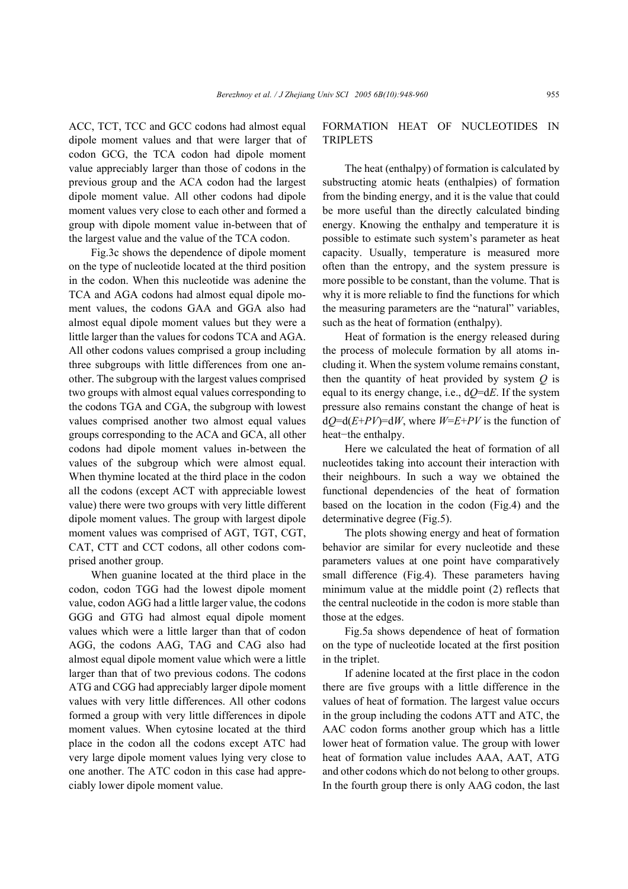ACC, TCT, TCC and GCC codons had almost equal dipole moment values and that were larger that of codon GCG, the TCA codon had dipole moment value appreciably larger than those of codons in the previous group and the ACA codon had the largest dipole moment value. All other codons had dipole moment values very close to each other and formed a group with dipole moment value in-between that of the largest value and the value of the TCA codon.

Fig.3c shows the dependence of dipole moment on the type of nucleotide located at the third position in the codon. When this nucleotide was adenine the TCA and AGA codons had almost equal dipole moment values, the codons GAA and GGA also had almost equal dipole moment values but they were a little larger than the values for codons TCA and AGA. All other codons values comprised a group including three subgroups with little differences from one another. The subgroup with the largest values comprised two groups with almost equal values corresponding to the codons TGA and CGA, the subgroup with lowest values comprised another two almost equal values groups corresponding to the ACA and GCA, all other codons had dipole moment values in-between the values of the subgroup which were almost equal. When thymine located at the third place in the codon all the codons (except ACT with appreciable lowest value) there were two groups with very little different dipole moment values. The group with largest dipole moment values was comprised of AGT, TGT, CGT, CAT, CTT and CCT codons, all other codons comprised another group.

When guanine located at the third place in the codon, codon TGG had the lowest dipole moment value, codon AGG had a little larger value, the codons GGG and GTG had almost equal dipole moment values which were a little larger than that of codon AGG, the codons AAG, TAG and CAG also had almost equal dipole moment value which were a little larger than that of two previous codons. The codons ATG and CGG had appreciably larger dipole moment values with very little differences. All other codons formed a group with very little differences in dipole moment values. When cytosine located at the third place in the codon all the codons except ATC had very large dipole moment values lying very close to one another. The ATC codon in this case had appreciably lower dipole moment value.

## FORMATION HEAT OF NUCLEOTIDES IN TRIPLETS

The heat (enthalpy) of formation is calculated by substructing atomic heats (enthalpies) of formation from the binding energy, and it is the value that could be more useful than the directly calculated binding energy. Knowing the enthalpy and temperature it is possible to estimate such system's parameter as heat capacity. Usually, temperature is measured more often than the entropy, and the system pressure is more possible to be constant, than the volume. That is why it is more reliable to find the functions for which the measuring parameters are the "natural" variables, such as the heat of formation (enthalpy).

Heat of formation is the energy released during the process of molecule formation by all atoms including it. When the system volume remains constant, then the quantity of heat provided by system $Q$ is equal to its energy change, i.e., $dQ=dE$. If the system pressure also remains constant the change of heat is $dQ=d(E+PV)=dW$, where $W=E+PV$ is the function of heat−the enthalpy.

Here we calculated the heat of formation of all nucleotides taking into account their interaction with their neighbours. In such a way we obtained the functional dependencies of the heat of formation based on the location in the codon (Fig.4) and the determinative degree (Fig.5).

The plots showing energy and heat of formation behavior are similar for every nucleotide and these parameters values at one point have comparatively small difference (Fig.4). These parameters having minimum value at the middle point (2) reflects that the central nucleotide in the codon is more stable than those at the edges.

Fig.5a shows dependence of heat of formation on the type of nucleotide located at the first position in the triplet.

If adenine located at the first place in the codon there are five groups with a little difference in the values of heat of formation. The largest value occurs in the group including the codons ATT and ATC, the AAC codon forms another group which has a little lower heat of formation value. The group with lower heat of formation value includes AAA, AAT, ATG and other codons which do not belong to other groups. In the fourth group there is only AAG codon, the last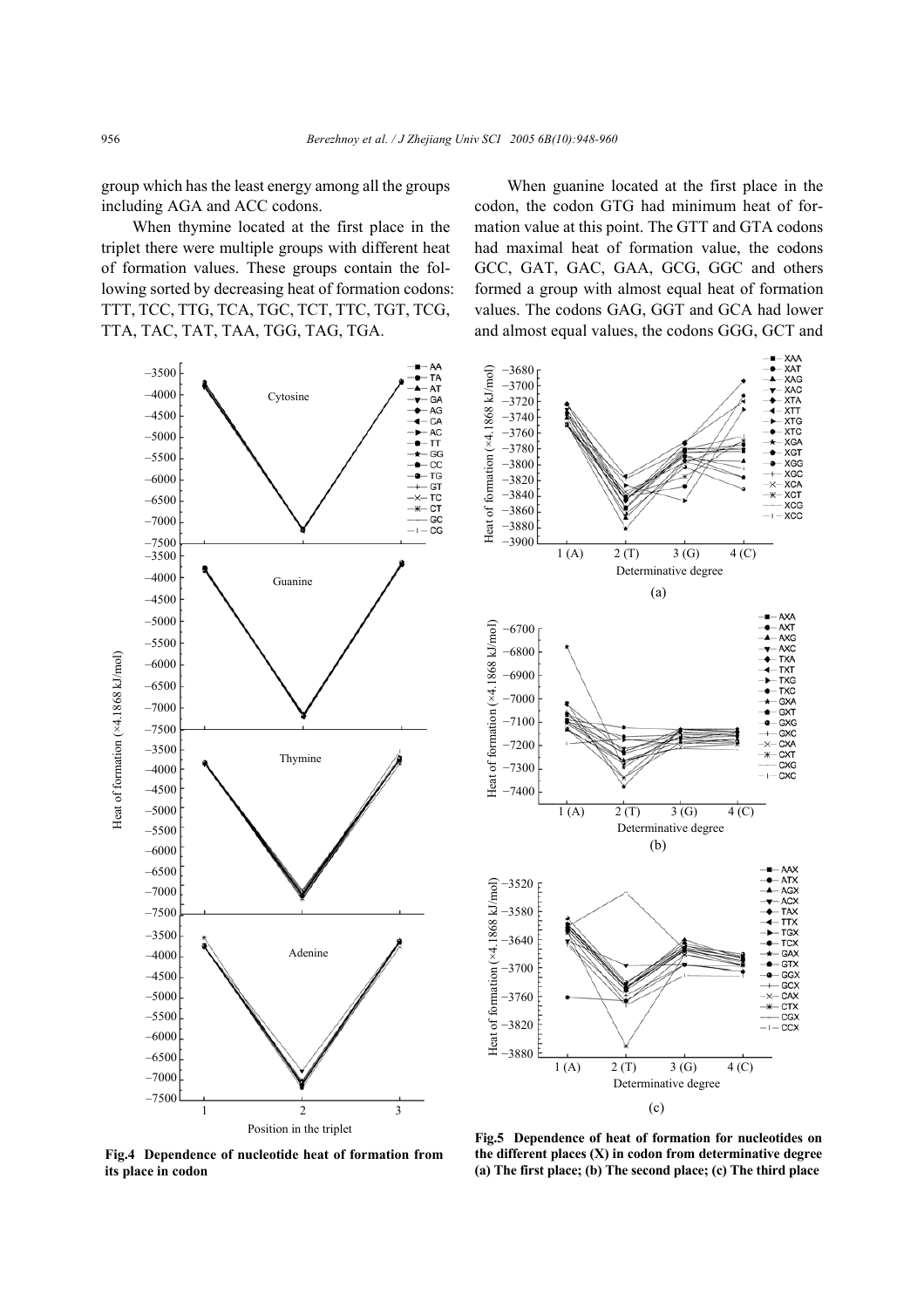group which has the least energy among all the groups including AGA and ACC codons.

When thymine located at the first place in the triplet there were multiple groups with different heat of formation values. These groups contain the following sorted by decreasing heat of formation codons: TTT, TCC, TTG, TCA, TGC, TCT, TTC, TGT, TCG, TTA, TAC, TAT, TAA, TGG, TAG, TGA.

When guanine located at the first place in the codon, the codon GTG had minimum heat of formation value at this point. The GTT and GTA codons had maximal heat of formation value, the codons GCC, GAT, GAC, GAA, GCG, GGC and others formed a group with almost equal heat of formation values. The codons GAG, GGT and GCA had lower and almost equal values, the codons GGG, GCT and

**Fig.4 Dependence of nucleotide heat of formation from its place in codon**

**Fig.5 Dependence of heat of formation for nucleotides on the different places (X) in codon from determinative degree (a) The first place; (b) The second place; (c) The third place**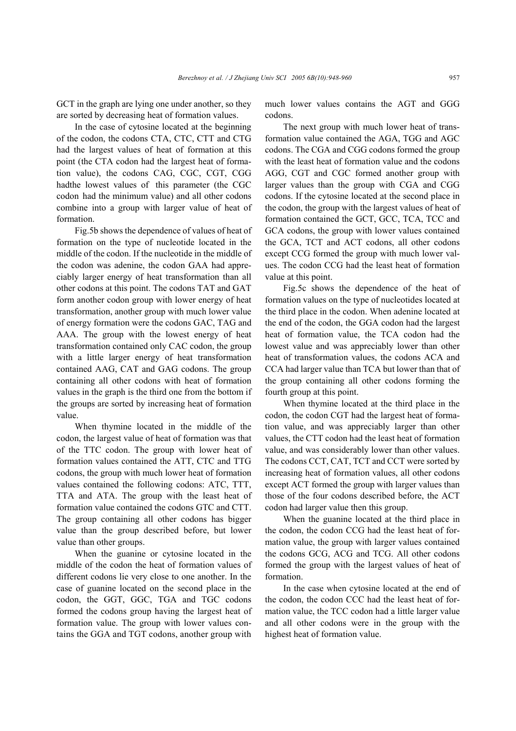GCT in the graph are lying one under another, so they are sorted by decreasing heat of formation values.

In the case of cytosine located at the beginning of the codon, the codons CTA, CTC, CTT and CTG had the largest values of heat of formation at this point (the CTA codon had the largest heat of formation value), the codons CAG, CGC, CGT, CGG hadthe lowest values of this parameter (the CGC codon had the minimum value) and all other codons combine into a group with larger value of heat of formation.

Fig.5b shows the dependence of values of heat of formation on the type of nucleotide located in the middle of the codon. If the nucleotide in the middle of the codon was adenine, the codon GAA had appreciably larger energy of heat transformation than all other codons at this point. The codons TAT and GAT form another codon group with lower energy of heat transformation, another group with much lower value of energy formation were the codons GAC, TAG and AAA. The group with the lowest energy of heat transformation contained only CAC codon, the group with a little larger energy of heat transformation contained AAG, CAT and GAG codons. The group containing all other codons with heat of formation values in the graph is the third one from the bottom if the groups are sorted by increasing heat of formation value.

When thymine located in the middle of the codon, the largest value of heat of formation was that of the TTC codon. The group with lower heat of formation values contained the ATT, CTC and TTG codons, the group with much lower heat of formation values contained the following codons: ATC, TTT, TTA and ATA. The group with the least heat of formation value contained the codons GTC and CTT. The group containing all other codons has bigger value than the group described before, but lower value than other groups.

When the guanine or cytosine located in the middle of the codon the heat of formation values of different codons lie very close to one another. In the case of guanine located on the second place in the codon, the GGT, GGC, TGA and TGC codons formed the codons group having the largest heat of formation value. The group with lower values contains the GGA and TGT codons, another group with much lower values contains the AGT and GGG codons.

The next group with much lower heat of transformation value contained the AGA, TGG and AGC codons. The CGA and CGG codons formed the group with the least heat of formation value and the codons AGG, CGT and CGC formed another group with larger values than the group with CGA and CGG codons. If the cytosine located at the second place in the codon, the group with the largest values of heat of formation contained the GCT, GCC, TCA, TCC and GCA codons, the group with lower values contained the GCA, TCT and ACT codons, all other codons except CCG formed the group with much lower values. The codon CCG had the least heat of formation value at this point.

Fig.5c shows the dependence of the heat of formation values on the type of nucleotides located at the third place in the codon. When adenine located at the end of the codon, the GGA codon had the largest heat of formation value, the TCA codon had the lowest value and was appreciably lower than other heat of transformation values, the codons ACA and CCA had larger value than TCA but lower than that of the group containing all other codons forming the fourth group at this point.

When thymine located at the third place in the codon, the codon CGT had the largest heat of formation value, and was appreciably larger than other values, the CTT codon had the least heat of formation value, and was considerably lower than other values. The codons CCT, CAT, TCT and CCT were sorted by increasing heat of formation values, all other codons except ACT formed the group with larger values than those of the four codons described before, the ACT codon had larger value then this group.

When the guanine located at the third place in the codon, the codon CCG had the least heat of formation value, the group with larger values contained the codons GCG, ACG and TCG. All other codons formed the group with the largest values of heat of formation.

In the case when cytosine located at the end of the codon, the codon CCC had the least heat of formation value, the TCC codon had a little larger value and all other codons were in the group with the highest heat of formation value.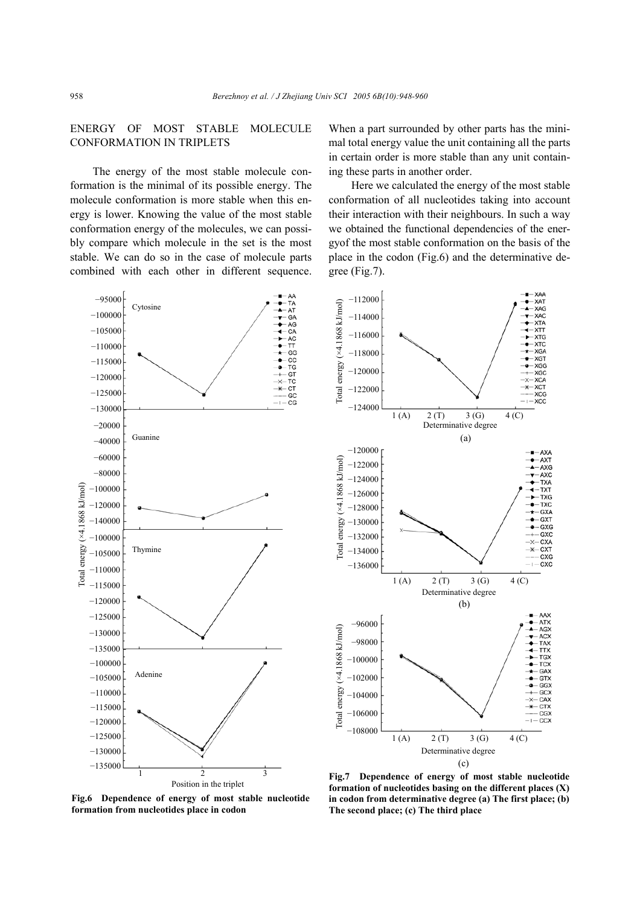## ENERGY OF MOST STABLE MOLECULE CONFORMATION IN TRIPLETS

The energy of the most stable molecule conformation is the minimal of its possible energy. The molecule conformation is more stable when this energy is lower. Knowing the value of the most stable conformation energy of the molecules, we can possibly compare which molecule in the set is the most stable. We can do so in the case of molecule parts combined with each other in different sequence. When a part surrounded by other parts has the minimal total energy value the unit containing all the parts in certain order is more stable than any unit containing these parts in another order.

Here we calculated the energy of the most stable conformation of all nucleotides taking into account their interaction with their neighbours. In such a way we obtained the functional dependencies of the energyof the most stable conformation on the basis of the place in the codon (Fig.6) and the determinative degree (Fig.7).

**Fig.6 Dependence of energy of most stable nucleotide formation from nucleotides place in codon**

**Fig.7 Dependence of energy of most stable nucleotide formation of nucleotides basing on the different places (X) in codon from determinative degree (a) The first place; (b) The second place; (c) The third place**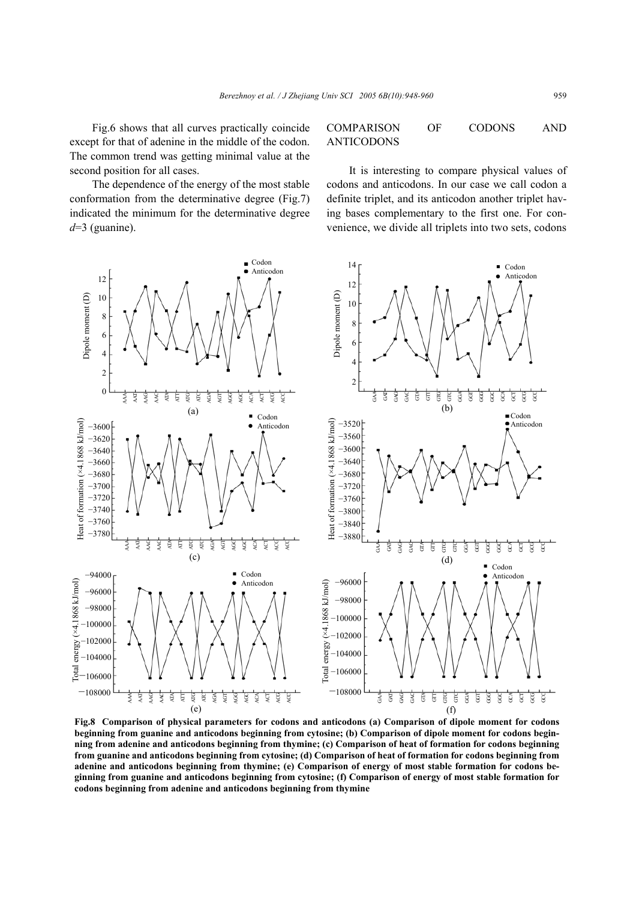Fig.6 shows that all curves practically coincide except for that of adenine in the middle of the codon. The common trend was getting minimal value at the second position for all cases.

The dependence of the energy of the most stable conformation from the determinative degree (Fig.7) indicated the minimum for the determinative degree $d$=3 (guanine).

## COMPARISON OF CODONS AND ANTICODONS

It is interesting to compare physical values of codons and anticodons. In our case we call codon a definite triplet, and its anticodon another triplet having bases complementary to the first one. For convenience, we divide all triplets into two sets, codons

**Fig.8 Comparison of physical parameters for codons and anticodons (a) Comparison of dipole moment for codons beginning from guanine and anticodons beginning from cytosine; (b) Comparison of dipole moment for codons beginning from adenine and anticodons beginning from thymine; (c) Comparison of heat of formation for codons beginning from guanine and anticodons beginning from cytosine; (d) Comparison of heat of formation for codons beginning from adenine and anticodons beginning from thymine; (e) Comparison of energy of most stable formation for codons beginning from guanine and anticodons beginning from cytosine; (f) Comparison of energy of most stable formation for codons beginning from adenine and anticodons beginning from thymine**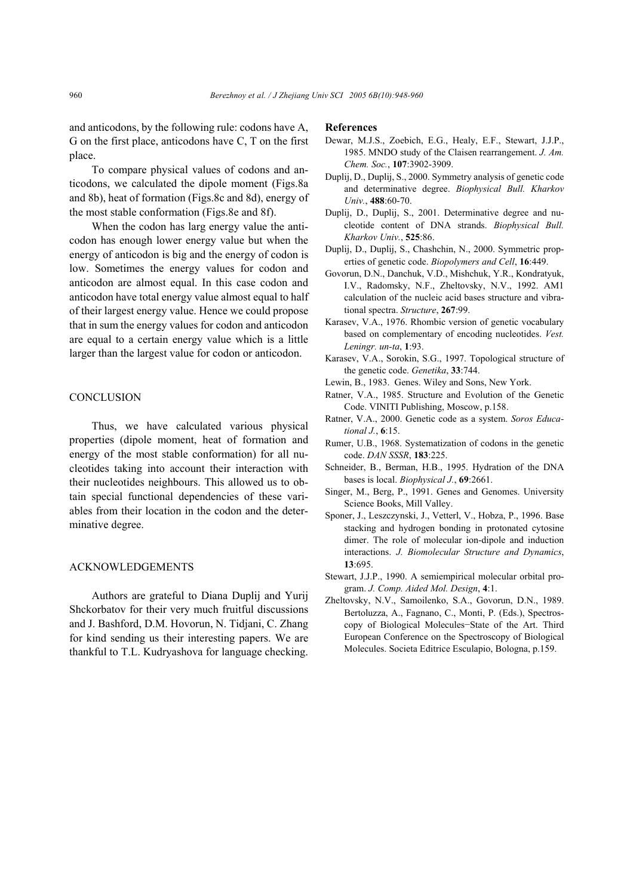and anticodons, by the following rule: codons have A, G on the first place, anticodons have C, T on the first place.

To compare physical values of codons and anticodons, we calculated the dipole moment (Figs.8a and 8b), heat of formation (Figs.8c and 8d), energy of the most stable conformation (Figs.8e and 8f).

When the codon has larg energy value the anticodon has enough lower energy value but when the energy of anticodon is big and the energy of codon is low. Sometimes the energy values for codon and anticodon are almost equal. In this case codon and anticodon have total energy value almost equal to half of their largest energy value. Hence we could propose that in sum the energy values for codon and anticodon are equal to a certain energy value which is a little larger than the largest value for codon or anticodon.

## CONCLUSION

Thus, we have calculated various physical properties (dipole moment, heat of formation and energy of the most stable conformation) for all nucleotides taking into account their interaction with their nucleotides neighbours. This allowed us to obtain special functional dependencies of these variables from their location in the codon and the determinative degree.

## ACKNOWLEDGEMENTS

Authors are grateful to Diana Duplij and Yurij Shckorbatov for their very much fruitful discussions and J. Bashford, D.M. Hovorun, N. Tidjani, C. Zhang for kind sending us their interesting papers. We are thankful to T.L. Kudryashova for language checking.

## References

Dewar, M.J.S., Zoebich, E.G., Healy, E.F., Stewart, J.J.P., 1985. MNDO study of the Claisen rearrangement. *J. Am. Chem. Soc.*, **107**:3902-3909.

Duplij, D., Duplij, S., 2000. Symmetry analysis of genetic code and determinative degree. *Biophysical Bull. Kharkov Univ.*, **488**:60-70.

Duplij, D., Duplij, S., 2001. Determinative degree and nucleotide content of DNA strands. *Biophysical Bull. Kharkov Univ.*, **525**:86.

Duplij, D., Duplij, S., Chashchin, N., 2000. Symmetric properties of genetic code. *Biopolymers and Cell*, **16**:449.

Govorun, D.N., Danchuk, V.D., Mishchuk, Y.R., Kondratyuk, I.V., Radomsky, N.F., Zheltovsky, N.V., 1992. AM1 calculation of the nucleic acid bases structure and vibrational spectra. *Structure*, **267**:99.

Karasev, V.A., 1976. Rhombic version of genetic vocabulary based on complementary of encoding nucleotides. *Vest. Leningr. un-ta*, **1**:93.

Karasev, V.A., Sorokin, S.G., 1997. Topological structure of the genetic code. *Genetika*, **33**:744.

Lewin, B., 1983. Genes. Wiley and Sons, New York.

Ratner, V.A., 1985. Structure and Evolution of the Genetic Code. VINITI Publishing, Moscow, p.158.

Ratner, V.A., 2000. Genetic code as a system. *Soros Educational J.*, **6**:15.

Rumer, U.B., 1968. Systematization of codons in the genetic code. *DAN SSSR*, **183**:225.

Schneider, B., Berman, H.B., 1995. Hydration of the DNA bases is local. *Biophysical J.*, **69**:2661.

Singer, M., Berg, P., 1991. Genes and Genomes. University Science Books, Mill Valley.

Sponer, J., Leszczynski, J., Vetterl, V., Hobza, P., 1996. Base stacking and hydrogen bonding in protonated cytosine dimer. The role of molecular ion-dipole and induction interactions. *J. Biomolecular Structure and Dynamics*, **13**:695.

Stewart, J.J.P., 1990. A semiempirical molecular orbital program. *J. Comp. Aided Mol. Design*, **4**:1.

Zheltovsky, N.V., Samoilenko, S.A., Govorun, D.N., 1989. Bertoluzza, A., Fagnano, C., Monti, P. (Eds.), Spectroscopy of Biological Molecules−State of the Art. Third European Conference on the Spectroscopy of Biological Molecules. Societa Editrice Esculapio, Bologna, p.159.